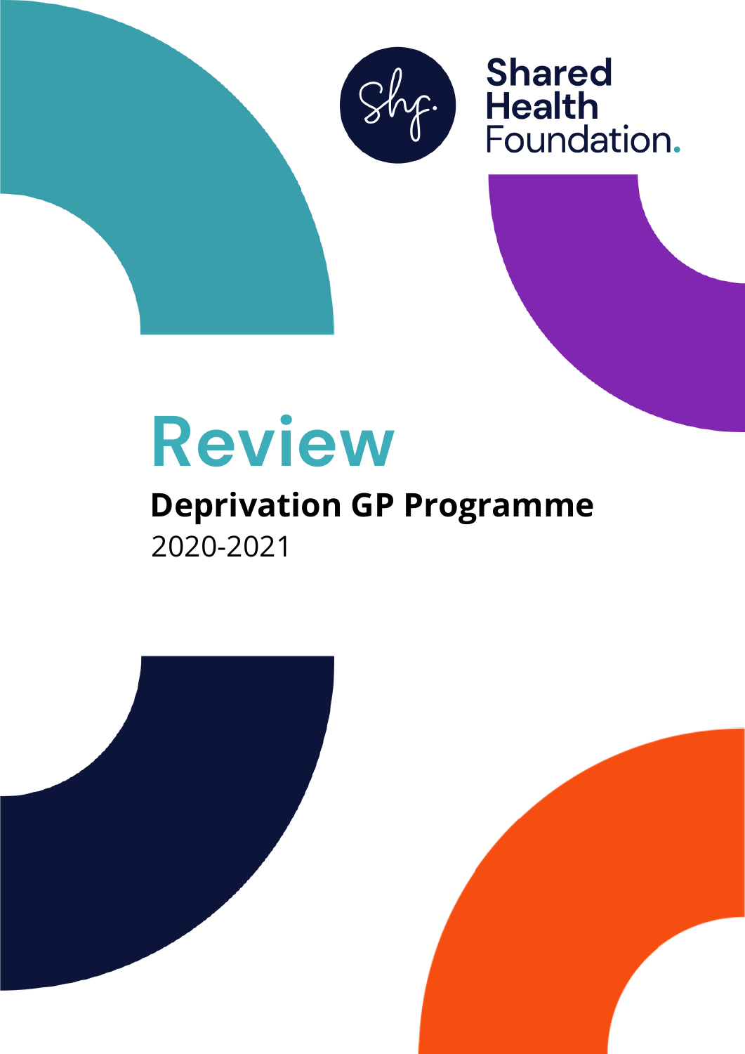Shared Health Foundation.

# Review

## Deprivation GP Programme

2020-2021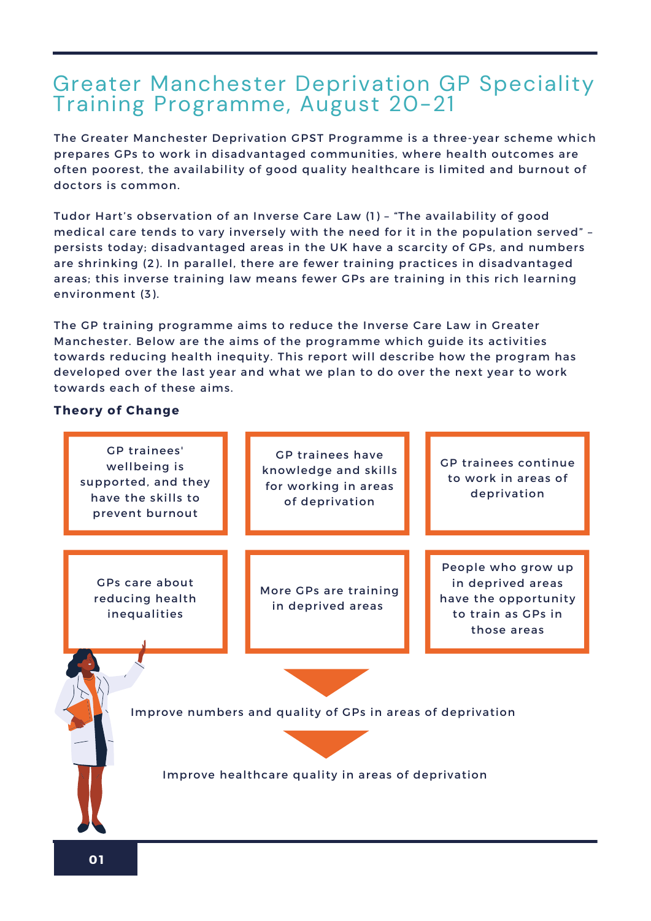# Greater Manchester Deprivation GP Speciality Training Programme, August 20-21

The Greater Manchester Deprivation GPST Programme is a three-year scheme which prepares GPs to work in disadvantaged communities, where health outcomes are often poorest, the availability of good quality healthcare is limited and burnout of doctors is common.

Tudor Hart's observation of an Inverse Care Law (1) – "The availability of good medical care tends to vary inversely with the need for it in the population served" – persists today; disadvantaged areas in the UK have a scarcity of GPs, and numbers are shrinking (2). In parallel, there are fewer training practices in disadvantaged areas; this inverse training law means fewer GPs are training in this rich learning environment (3).

The GP training programme aims to reduce the Inverse Care Law in Greater Manchester. Below are the aims of the programme which guide its activities towards reducing health inequity. This report will describe how the program has developed over the last year and what we plan to do over the next year to work towards each of these aims.

**Theory of Change**

- GP trainees' wellbeing is supported, and they have the skills to prevent burnout
- GP trainees have knowledge and skills for working in areas of deprivation
- GP trainees continue to work in areas of deprivation
- GPs care about reducing health inequalities
- More GPs are training in deprived areas
- People who grow up in deprived areas have the opportunity to train as GPs in those areas

↓

Improve numbers and quality of GPs in areas of deprivation

↓

Improve healthcare quality in areas of deprivation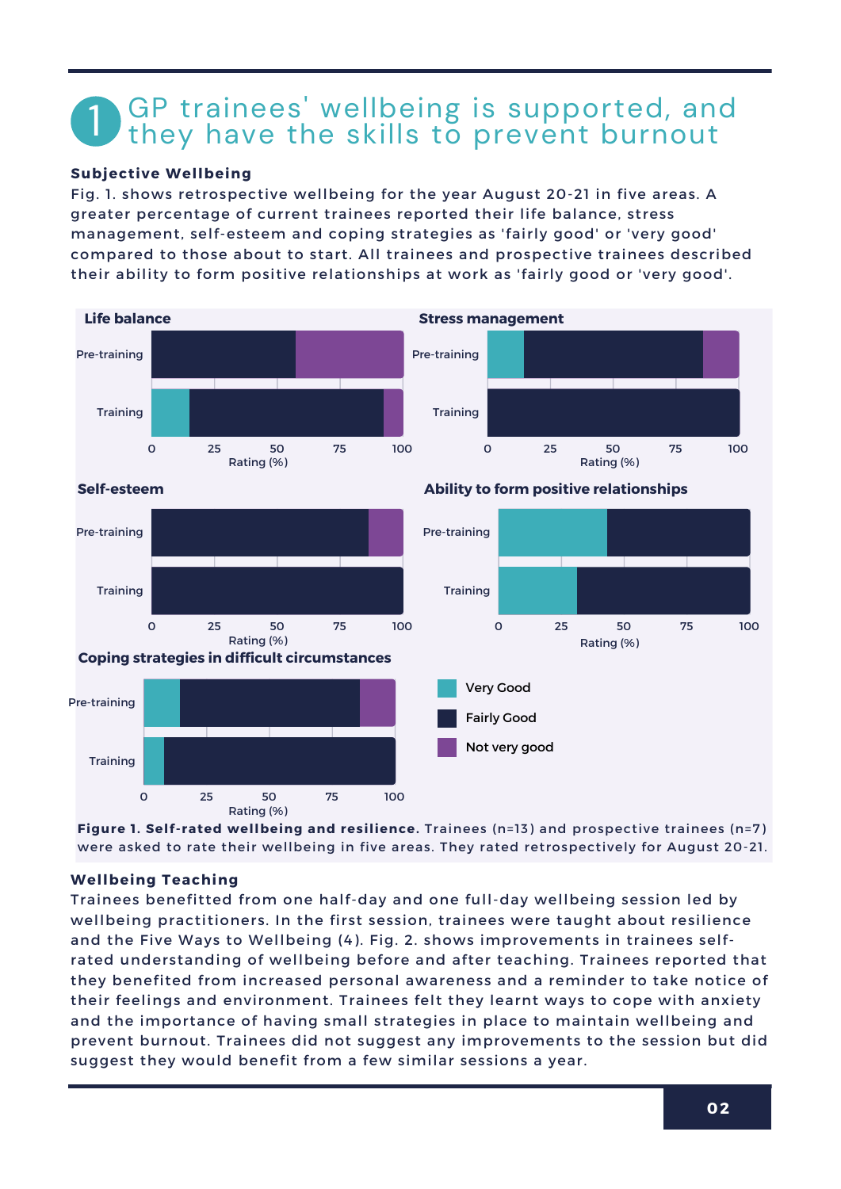# 1 GP trainees' wellbeing is supported, and they have the skills to prevent burnout

**Subjective Wellbeing**

Fig. 1. shows retrospective wellbeing for the year August 20-21 in five areas. A greater percentage of current trainees reported their life balance, stress management, self-esteem and coping strategies as 'fairly good' or 'very good' compared to those about to start. All trainees and prospective trainees described their ability to form positive relationships at work as 'fairly good or 'very good'.

**Figure 1. Self-rated wellbeing and resilience.** Trainees (n=13) and prospective trainees (n=7) were asked to rate their wellbeing in five areas. They rated retrospectively for August 20-21.

**Wellbeing Teaching**

Trainees benefitted from one half-day and one full-day wellbeing session led by wellbeing practitioners. In the first session, trainees were taught about resilience and the Five Ways to Wellbeing (4). Fig. 2. shows improvements in trainees self-rated understanding of wellbeing before and after teaching. Trainees reported that they benefited from increased personal awareness and a reminder to take notice of their feelings and environment. Trainees felt they learnt ways to cope with anxiety and the importance of having small strategies in place to maintain wellbeing and prevent burnout. Trainees did not suggest any improvements to the session but did suggest they would benefit from a few similar sessions a year.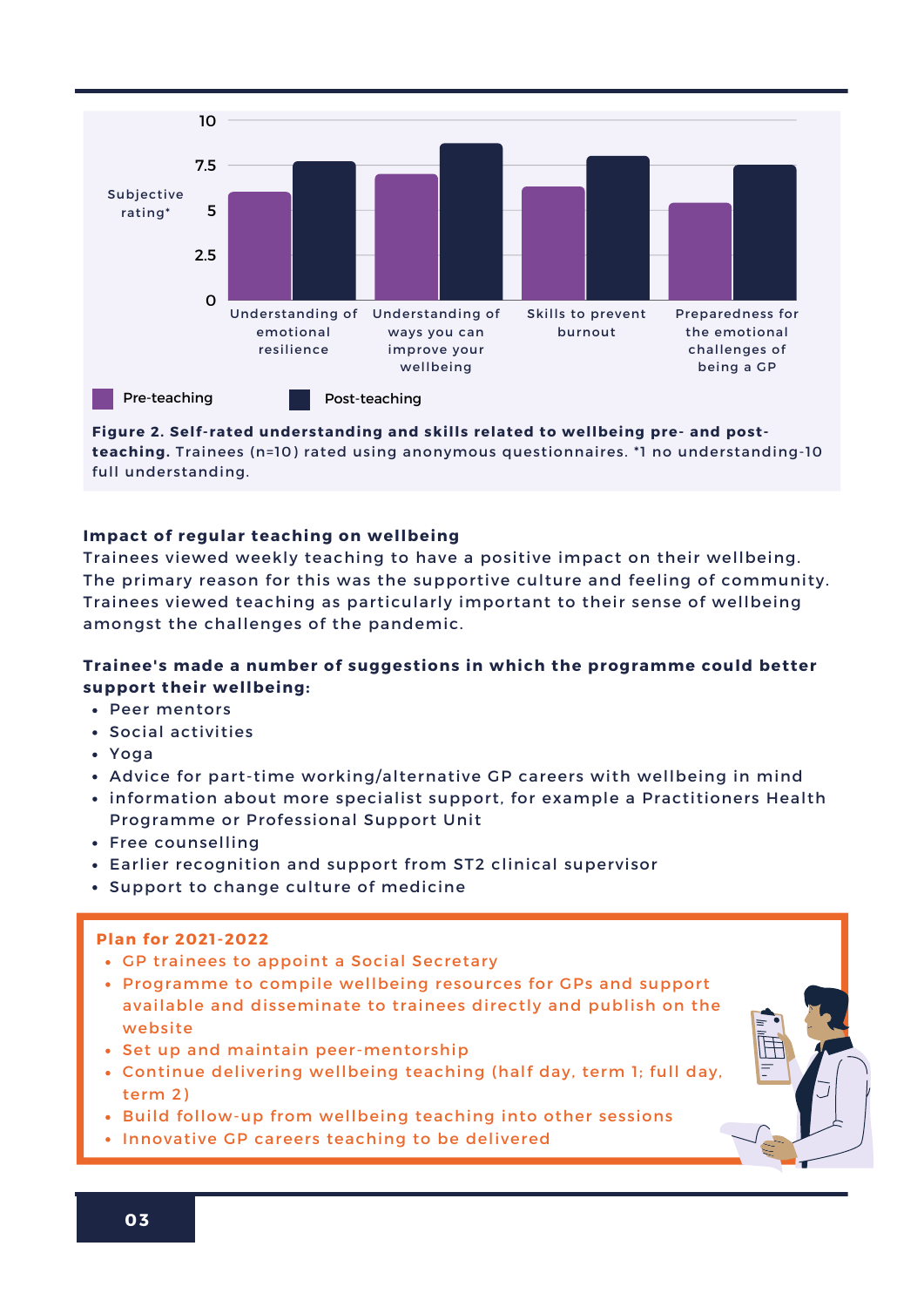Figure 2. Self-rated understanding and skills related to wellbeing pre- and post-teaching. Trainees (n=10) rated using anonymous questionnaires. *1 no understanding-10 full understanding.

**Figure 2. Self-rated understanding and skills related to wellbeing pre- and post-teaching.** Trainees (n=10) rated using anonymous questionnaires. *1 no understanding-10 full understanding.

### Impact of regular teaching on wellbeing

Trainees viewed weekly teaching to have a positive impact on their wellbeing. The primary reason for this was the supportive culture and feeling of community. Trainees viewed teaching as particularly important to their sense of wellbeing amongst the challenges of the pandemic.

### Trainee's made a number of suggestions in which the programme could better support their wellbeing:

- Peer mentors
- Social activities
- Yoga
- Advice for part-time working/alternative GP careers with wellbeing in mind
- information about more specialist support, for example a Practitioners Health Programme or Professional Support Unit
- Free counselling
- Earlier recognition and support from ST2 clinical supervisor
- Support to change culture of medicine

### Plan for 2021-2022

- GP trainees to appoint a Social Secretary
- Programme to compile wellbeing resources for GPs and support available and disseminate to trainees directly and publish on the website
- Set up and maintain peer-mentorship
- Continue delivering wellbeing teaching (half day, term 1; full day, term 2)
- Build follow-up from wellbeing teaching into other sessions
- Innovative GP careers teaching to be delivered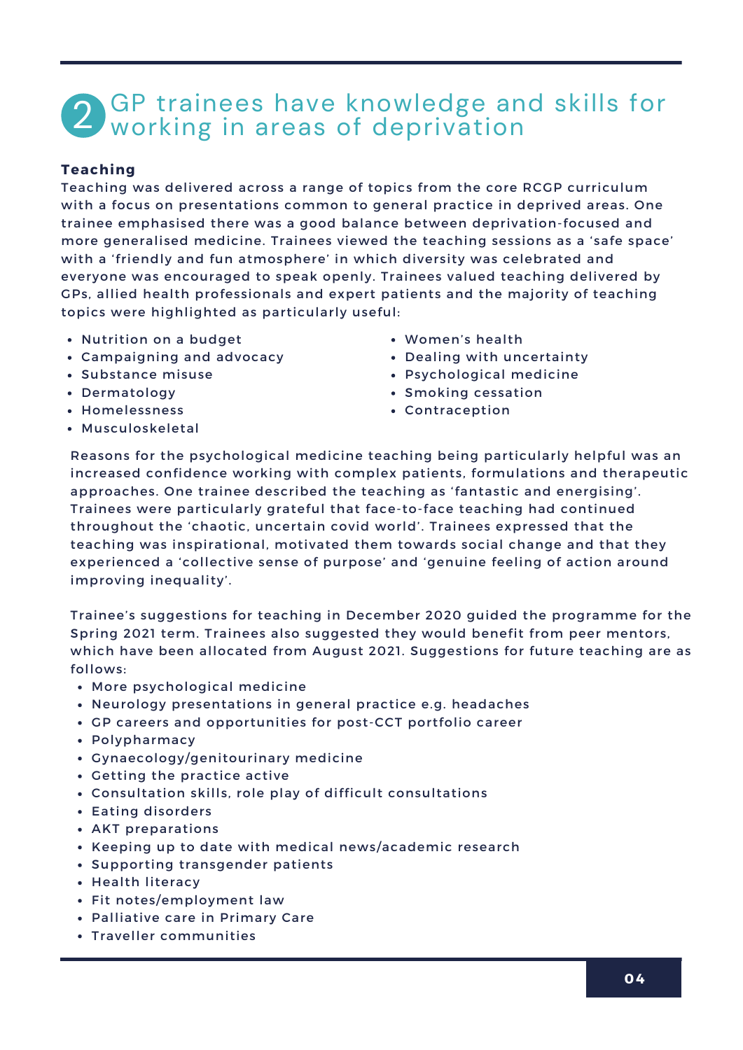## 2 GP trainees have knowledge and skills for working in areas of deprivation

**Teaching**

Teaching was delivered across a range of topics from the core RCGP curriculum with a focus on presentations common to general practice in deprived areas. One trainee emphasised there was a good balance between deprivation-focused and more generalised medicine. Trainees viewed the teaching sessions as a 'safe space' with a 'friendly and fun atmosphere' in which diversity was celebrated and everyone was encouraged to speak openly. Trainees valued teaching delivered by GPs, allied health professionals and expert patients and the majority of teaching topics were highlighted as particularly useful:

- Nutrition on a budget
- Campaigning and advocacy
- Substance misuse
- Dermatology
- Homelessness
- Musculoskeletal
- Women's health
- Dealing with uncertainty
- Psychological medicine
- Smoking cessation
- Contraception

Reasons for the psychological medicine teaching being particularly helpful was an increased confidence working with complex patients, formulations and therapeutic approaches. One trainee described the teaching as 'fantastic and energising'. Trainees were particularly grateful that face-to-face teaching had continued throughout the 'chaotic, uncertain covid world'. Trainees expressed that the teaching was inspirational, motivated them towards social change and that they experienced a 'collective sense of purpose' and 'genuine feeling of action around improving inequality'.

Trainee's suggestions for teaching in December 2020 guided the programme for the Spring 2021 term. Trainees also suggested they would benefit from peer mentors, which have been allocated from August 2021. Suggestions for future teaching are as follows:

- More psychological medicine
- Neurology presentations in general practice e.g. headaches
- GP careers and opportunities for post-CCT portfolio career
- Polypharmacy
- Gynaecology/genitourinary medicine
- Getting the practice active
- Consultation skills, role play of difficult consultations
- Eating disorders
- AKT preparations
- Keeping up to date with medical news/academic research
- Supporting transgender patients
- Health literacy
- Fit notes/employment law
- Palliative care in Primary Care
- Traveller communities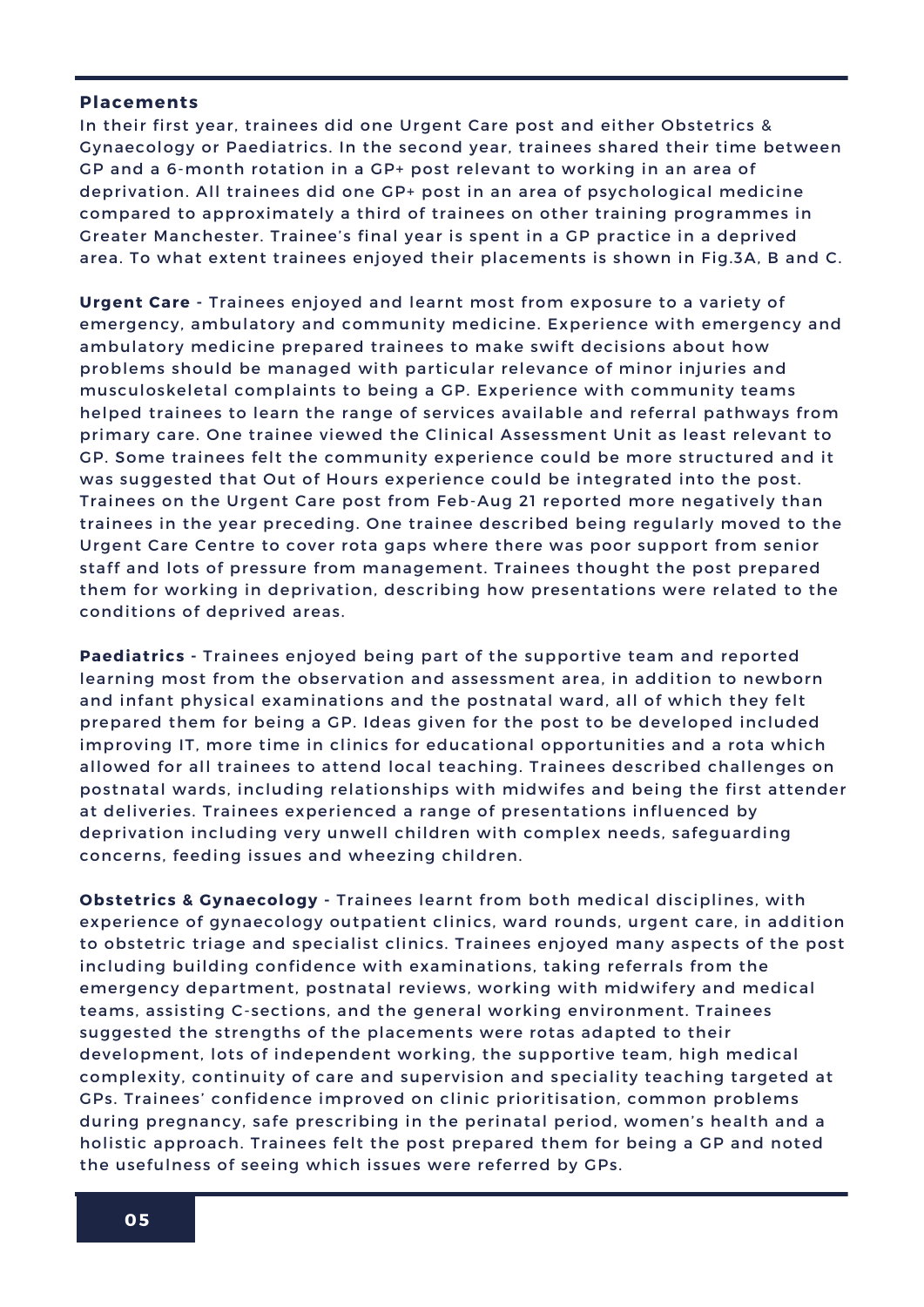## Placements

In their first year, trainees did one Urgent Care post and either Obstetrics & Gynaecology or Paediatrics. In the second year, trainees shared their time between GP and a 6-month rotation in a GP+ post relevant to working in an area of deprivation. All trainees did one GP+ post in an area of psychological medicine compared to approximately a third of trainees on other training programmes in Greater Manchester. Trainee's final year is spent in a GP practice in a deprived area. To what extent trainees enjoyed their placements is shown in Fig.3A, B and C.

**Urgent Care** - Trainees enjoyed and learnt most from exposure to a variety of emergency, ambulatory and community medicine. Experience with emergency and ambulatory medicine prepared trainees to make swift decisions about how problems should be managed with particular relevance of minor injuries and musculoskeletal complaints to being a GP. Experience with community teams helped trainees to learn the range of services available and referral pathways from primary care. One trainee viewed the Clinical Assessment Unit as least relevant to GP. Some trainees felt the community experience could be more structured and it was suggested that Out of Hours experience could be integrated into the post. Trainees on the Urgent Care post from Feb-Aug 21 reported more negatively than trainees in the year preceding. One trainee described being regularly moved to the Urgent Care Centre to cover rota gaps where there was poor support from senior staff and lots of pressure from management. Trainees thought the post prepared them for working in deprivation, describing how presentations were related to the conditions of deprived areas.

**Paediatrics** - Trainees enjoyed being part of the supportive team and reported learning most from the observation and assessment area, in addition to newborn and infant physical examinations and the postnatal ward, all of which they felt prepared them for being a GP. Ideas given for the post to be developed included improving IT, more time in clinics for educational opportunities and a rota which allowed for all trainees to attend local teaching. Trainees described challenges on postnatal wards, including relationships with midwifes and being the first attender at deliveries. Trainees experienced a range of presentations influenced by deprivation including very unwell children with complex needs, safeguarding concerns, feeding issues and wheezing children.

**Obstetrics & Gynaecology** - Trainees learnt from both medical disciplines, with experience of gynaecology outpatient clinics, ward rounds, urgent care, in addition to obstetric triage and specialist clinics. Trainees enjoyed many aspects of the post including building confidence with examinations, taking referrals from the emergency department, postnatal reviews, working with midwifery and medical teams, assisting C-sections, and the general working environment. Trainees suggested the strengths of the placements were rotas adapted to their development, lots of independent working, the supportive team, high medical complexity, continuity of care and supervision and speciality teaching targeted at GPs. Trainees' confidence improved on clinic prioritisation, common problems during pregnancy, safe prescribing in the perinatal period, women's health and a holistic approach. Trainees felt the post prepared them for being a GP and noted the usefulness of seeing which issues were referred by GPs.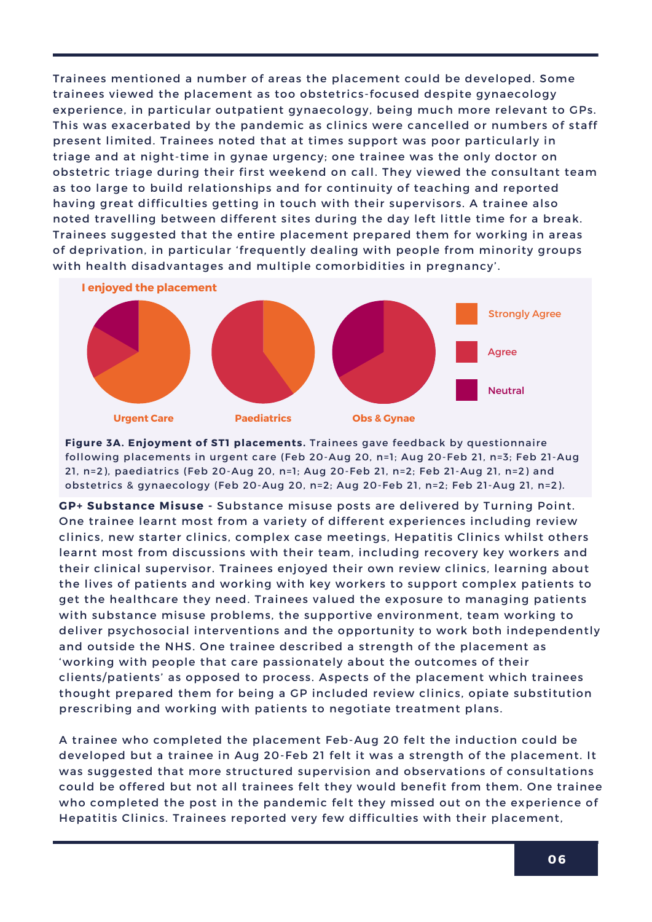Trainees mentioned a number of areas the placement could be developed. Some trainees viewed the placement as too obstetrics-focused despite gynaecology experience, in particular outpatient gynaecology, being much more relevant to GPs. This was exacerbated by the pandemic as clinics were cancelled or numbers of staff present limited. Trainees noted that at times support was poor particularly in triage and at night-time in gynae urgency; one trainee was the only doctor on obstetric triage during their first weekend on call. They viewed the consultant team as too large to build relationships and for continuity of teaching and reported having great difficulties getting in touch with their supervisors. A trainee also noted travelling between different sites during the day left little time for a break. Trainees suggested that the entire placement prepared them for working in areas of deprivation, in particular 'frequently dealing with people from minority groups with health disadvantages and multiple comorbidities in pregnancy'.

I enjoyed the placement

Urgent Care | Paediatrics | Obs & Gynae

Strongly Agree | Agree | Neutral

**Figure 3A. Enjoyment of ST1 placements.** Trainees gave feedback by questionnaire following placements in urgent care (Feb 20-Aug 20, n=1; Aug 20-Feb 21, n=3; Feb 21-Aug 21, n=2), paediatrics (Feb 20-Aug 20, n=1; Aug 20-Feb 21, n=2; Feb 21-Aug 21, n=2) and obstetrics & gynaecology (Feb 20-Aug 20, n=2; Aug 20-Feb 21, n=2; Feb 21-Aug 21, n=2).

**GP+ Substance Misuse -** Substance misuse posts are delivered by Turning Point. One trainee learnt most from a variety of different experiences including review clinics, new starter clinics, complex case meetings, Hepatitis Clinics whilst others learnt most from discussions with their team, including recovery key workers and their clinical supervisor. Trainees enjoyed their own review clinics, learning about the lives of patients and working with key workers to support complex patients to get the healthcare they need. Trainees valued the exposure to managing patients with substance misuse problems, the supportive environment, team working to deliver psychosocial interventions and the opportunity to work both independently and outside the NHS. One trainee described a strength of the placement as 'working with people that care passionately about the outcomes of their clients/patients' as opposed to process. Aspects of the placement which trainees thought prepared them for being a GP included review clinics, opiate substitution prescribing and working with patients to negotiate treatment plans.

A trainee who completed the placement Feb-Aug 20 felt the induction could be developed but a trainee in Aug 20-Feb 21 felt it was a strength of the placement. It was suggested that more structured supervision and observations of consultations could be offered but not all trainees felt they would benefit from them. One trainee who completed the post in the pandemic felt they missed out on the experience of Hepatitis Clinics. Trainees reported very few difficulties with their placement,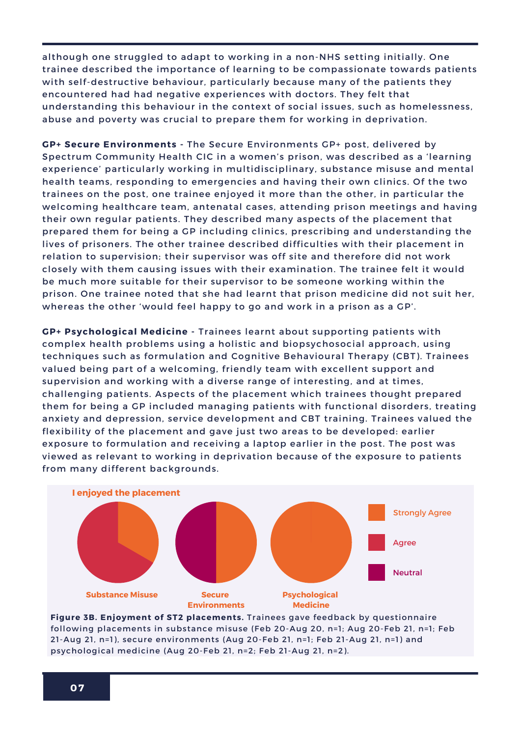although one struggled to adapt to working in a non-NHS setting initially. One trainee described the importance of learning to be compassionate towards patients with self-destructive behaviour, particularly because many of the patients they encountered had had negative experiences with doctors. They felt that understanding this behaviour in the context of social issues, such as homelessness, abuse and poverty was crucial to prepare them for working in deprivation.

**GP+ Secure Environments** - The Secure Environments GP+ post, delivered by Spectrum Community Health CIC in a women's prison, was described as a 'learning experience' particularly working in multidisciplinary, substance misuse and mental health teams, responding to emergencies and having their own clinics. Of the two trainees on the post, one trainee enjoyed it more than the other, in particular the welcoming healthcare team, antenatal cases, attending prison meetings and having their own regular patients. They described many aspects of the placement that prepared them for being a GP including clinics, prescribing and understanding the lives of prisoners. The other trainee described difficulties with their placement in relation to supervision; their supervisor was off site and therefore did not work closely with them causing issues with their examination. The trainee felt it would be much more suitable for their supervisor to be someone working within the prison. One trainee noted that she had learnt that prison medicine did not suit her, whereas the other 'would feel happy to go and work in a prison as a GP'.

**GP+ Psychological Medicine** - Trainees learnt about supporting patients with complex health problems using a holistic and biopsychosocial approach, using techniques such as formulation and Cognitive Behavioural Therapy (CBT). Trainees valued being part of a welcoming, friendly team with excellent support and supervision and working with a diverse range of interesting, and at times, challenging patients. Aspects of the placement which trainees thought prepared them for being a GP included managing patients with functional disorders, treating anxiety and depression, service development and CBT training. Trainees valued the flexibility of the placement and gave just two areas to be developed: earlier exposure to formulation and receiving a laptop earlier in the post. The post was viewed as relevant to working in deprivation because of the exposure to patients from many different backgrounds.

I enjoyed the placement

Substance Misuse | Secure Environments | Psychological Medicine

Strongly Agree | Agree | Neutral

**Figure 3B. Enjoyment of ST2 placements.** Trainees gave feedback by questionnaire following placements in substance misuse (Feb 20-Aug 20, n=1; Aug 20-Feb 21, n=1; Feb 21-Aug 21, n=1), secure environments (Aug 20-Feb 21, n=1; Feb 21-Aug 21, n=1) and psychological medicine (Aug 20-Feb 21, n=2; Feb 21-Aug 21, n=2).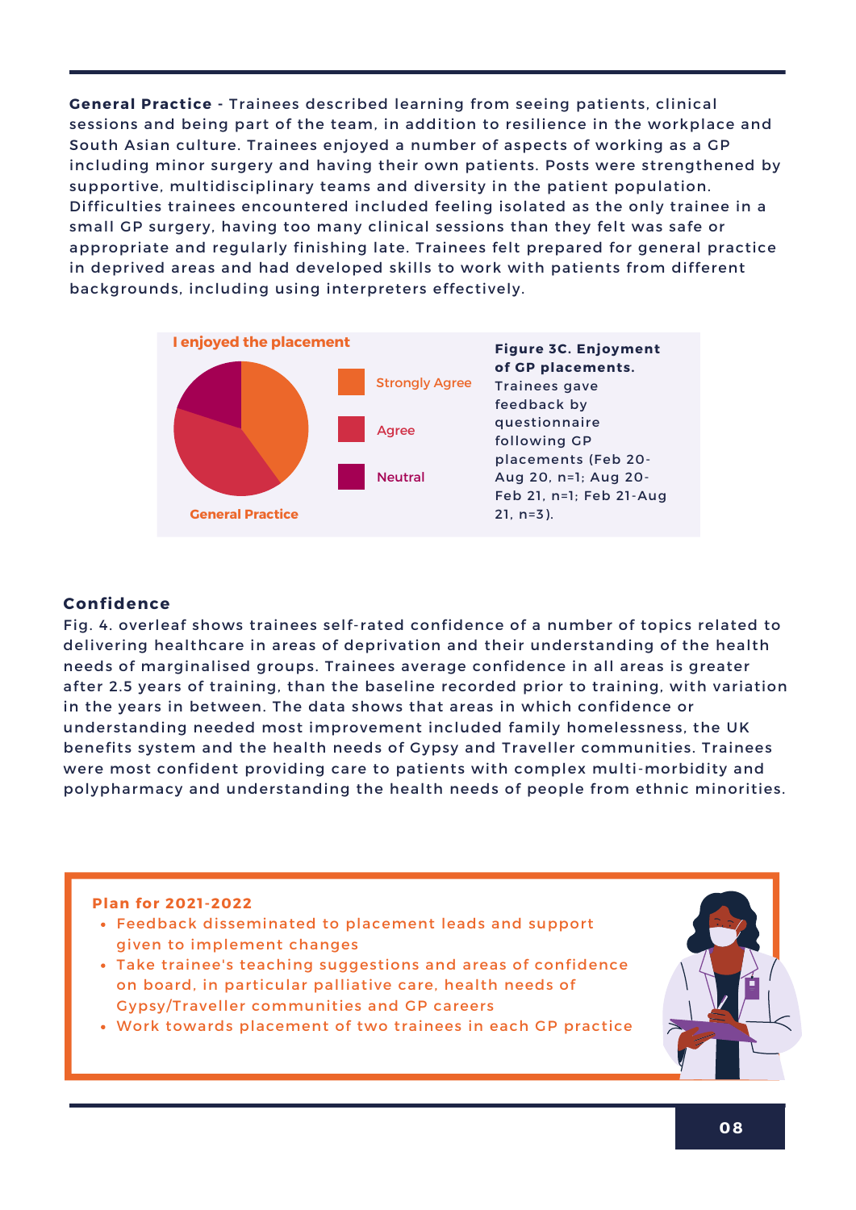**General Practice -** Trainees described learning from seeing patients, clinical sessions and being part of the team, in addition to resilience in the workplace and South Asian culture. Trainees enjoyed a number of aspects of working as a GP including minor surgery and having their own patients. Posts were strengthened by supportive, multidisciplinary teams and diversity in the patient population. Difficulties trainees encountered included feeling isolated as the only trainee in a small GP surgery, having too many clinical sessions than they felt was safe or appropriate and regularly finishing late. Trainees felt prepared for general practice in deprived areas and had developed skills to work with patients from different backgrounds, including using interpreters effectively.

I enjoyed the placement

Strongly Agree

Agree

Neutral

General Practice

**Figure 3C. Enjoyment of GP placements.** Trainees gave feedback by questionnaire following GP placements (Feb 20-Aug 20, n=1; Aug 20-Feb 21, n=1; Feb 21-Aug 21, n=3).

### Confidence

Fig. 4. overleaf shows trainees self-rated confidence of a number of topics related to delivering healthcare in areas of deprivation and their understanding of the health needs of marginalised groups. Trainees average confidence in all areas is greater after 2.5 years of training, than the baseline recorded prior to training, with variation in the years in between. The data shows that areas in which confidence or understanding needed most improvement included family homelessness, the UK benefits system and the health needs of Gypsy and Traveller communities. Trainees were most confident providing care to patients with complex multi-morbidity and polypharmacy and understanding the health needs of people from ethnic minorities.

**Plan for 2021-2022**

- Feedback disseminated to placement leads and support given to implement changes
- Take trainee's teaching suggestions and areas of confidence on board, in particular palliative care, health needs of Gypsy/Traveller communities and GP careers
- Work towards placement of two trainees in each GP practice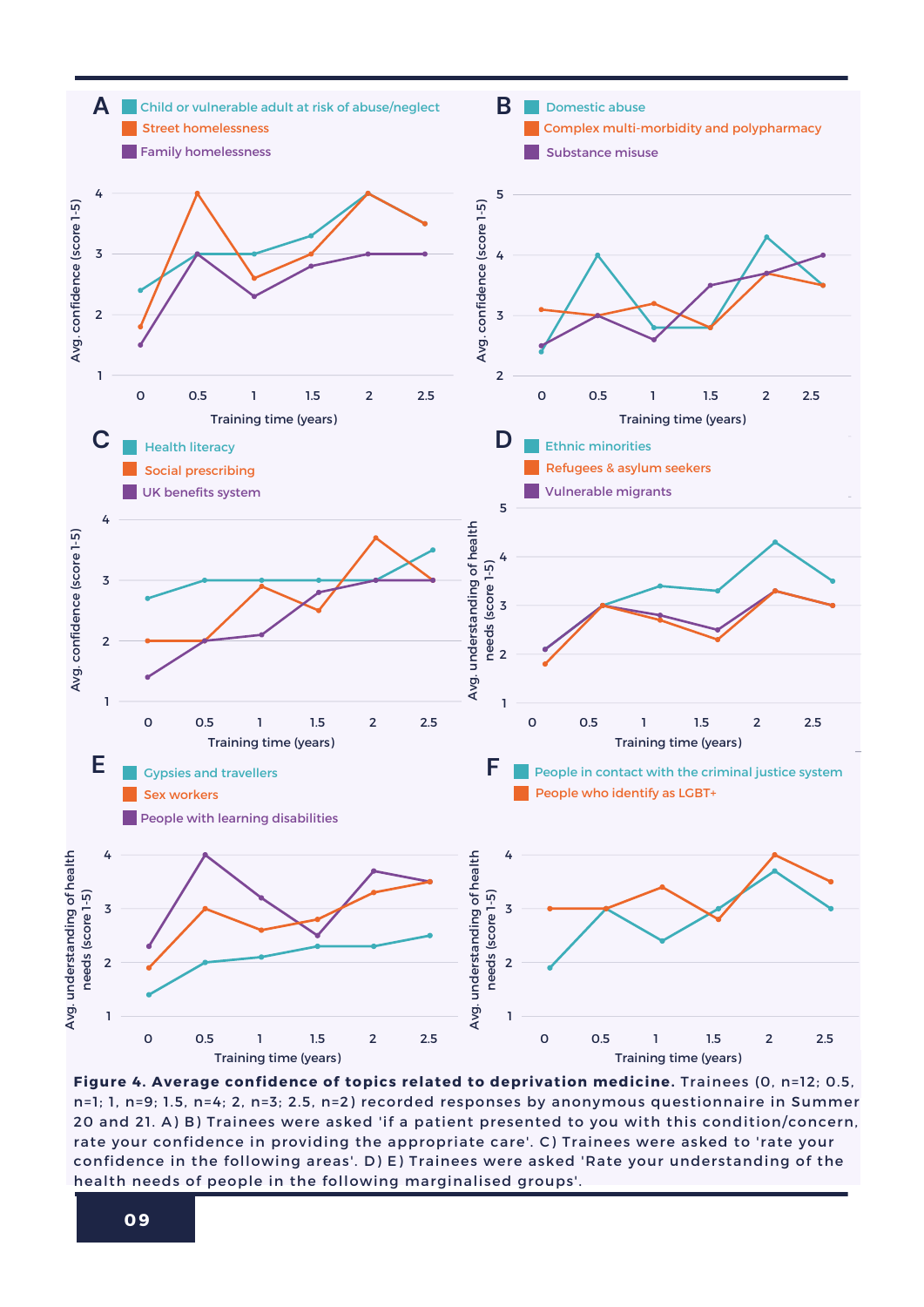**Figure 4. Average confidence of topics related to deprivation medicine.** Trainees (0, n=12; 0.5, n=1; 1, n=9; 1.5, n=4; 2, n=3; 2.5, n=2) recorded responses by anonymous questionnaire in Summer 20 and 21. A) B) Trainees were asked 'if a patient presented to you with this condition/concern, rate your confidence in providing the appropriate care'. C) Trainees were asked to 'rate your confidence in the following areas'. D) E) Trainees were asked 'Rate your understanding of the health needs of people in the following marginalised groups'.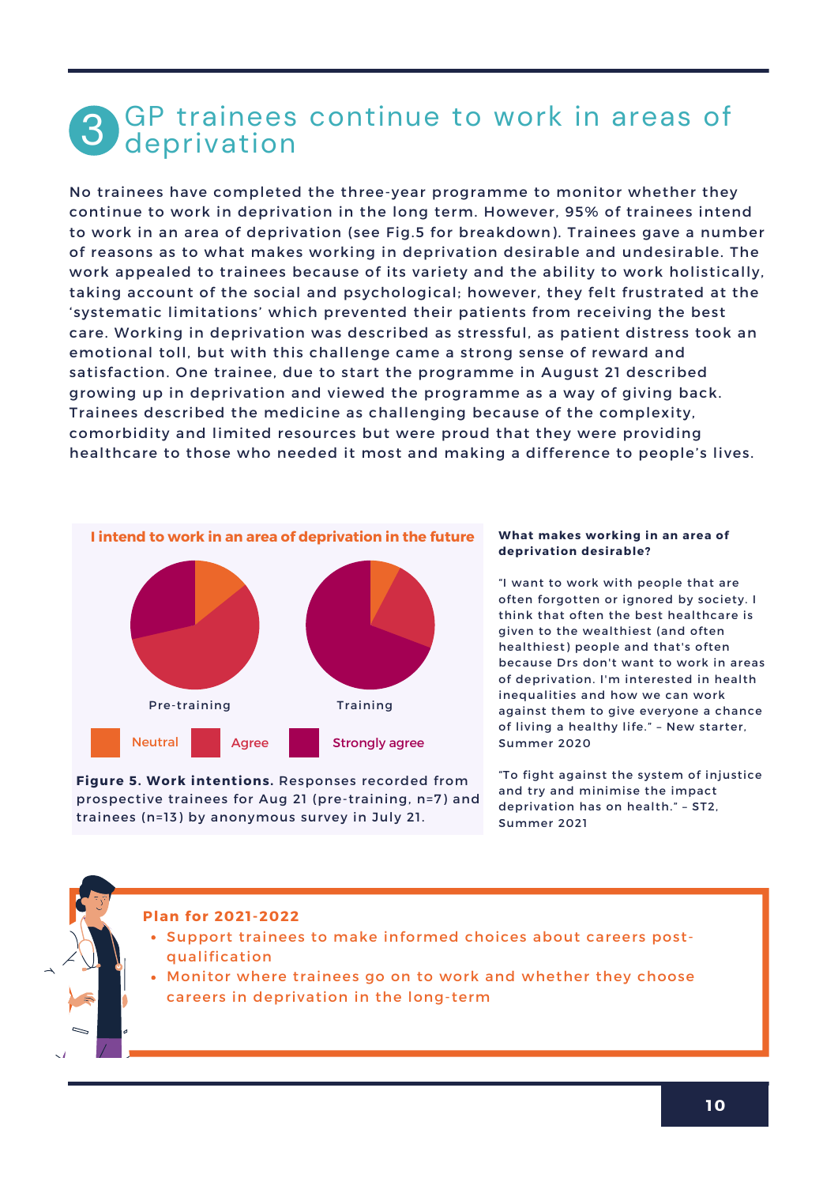# 3 GP trainees continue to work in areas of deprivation

No trainees have completed the three-year programme to monitor whether they continue to work in deprivation in the long term. However, 95% of trainees intend to work in an area of deprivation (see Fig.5 for breakdown). Trainees gave a number of reasons as to what makes working in deprivation desirable and undesirable. The work appealed to trainees because of its variety and the ability to work holistically, taking account of the social and psychological; however, they felt frustrated at the 'systematic limitations' which prevented their patients from receiving the best care. Working in deprivation was described as stressful, as patient distress took an emotional toll, but with this challenge came a strong sense of reward and satisfaction. One trainee, due to start the programme in August 21 described growing up in deprivation and viewed the programme as a way of giving back. Trainees described the medicine as challenging because of the complexity, comorbidity and limited resources but were proud that they were providing healthcare to those who needed it most and making a difference to people's lives.

**I intend to work in an area of deprivation in the future**

Pre-training | Training

Neutral | Agree | Strongly agree

**Figure 5. Work intentions.** Responses recorded from prospective trainees for Aug 21 (pre-training, n=7) and trainees (n=13) by anonymous survey in July 21.

**What makes working in an area of deprivation desirable?**

"I want to work with people that are often forgotten or ignored by society. I think that often the best healthcare is given to the wealthiest (and often healthiest) people and that's often because Drs don't want to work in areas of deprivation. I'm interested in health inequalities and how we can work against them to give everyone a chance of living a healthy life." – New starter, Summer 2020

"To fight against the system of injustice and try and minimise the impact deprivation has on health." – ST2, Summer 2021

**Plan for 2021-2022**

- Support trainees to make informed choices about careers post-qualification
- Monitor where trainees go on to work and whether they choose careers in deprivation in the long-term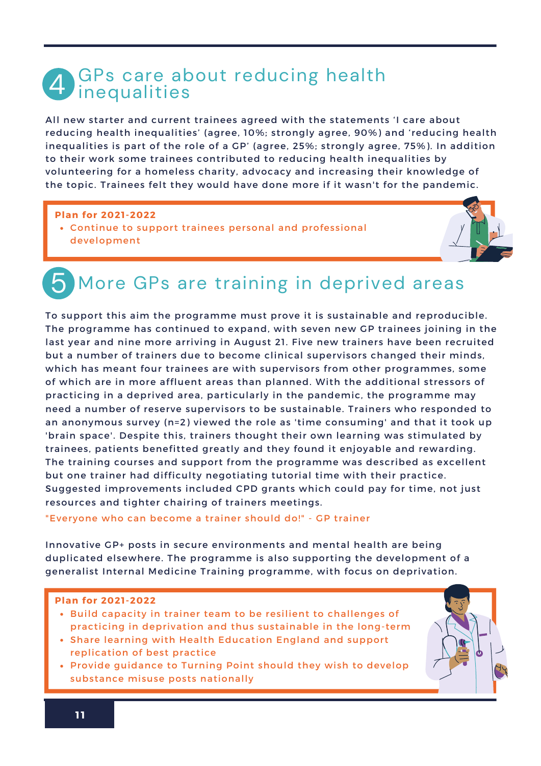## 4 GPs care about reducing health inequalities

All new starter and current trainees agreed with the statements 'I care about reducing health inequalities' (agree, 10%; strongly agree, 90%) and 'reducing health inequalities is part of the role of a GP' (agree, 25%; strongly agree, 75%). In addition to their work some trainees contributed to reducing health inequalities by volunteering for a homeless charity, advocacy and increasing their knowledge of the topic. Trainees felt they would have done more if it wasn't for the pandemic.

**Plan for 2021-2022**

- Continue to support trainees personal and professional development

## 5 More GPs are training in deprived areas

To support this aim the programme must prove it is sustainable and reproducible. The programme has continued to expand, with seven new GP trainees joining in the last year and nine more arriving in August 21. Five new trainers have been recruited but a number of trainers due to become clinical supervisors changed their minds, which has meant four trainees are with supervisors from other programmes, some of which are in more affluent areas than planned. With the additional stressors of practicing in a deprived area, particularly in the pandemic, the programme may need a number of reserve supervisors to be sustainable. Trainers who responded to an anonymous survey (n=2) viewed the role as 'time consuming' and that it took up 'brain space'. Despite this, trainers thought their own learning was stimulated by trainees, patients benefitted greatly and they found it enjoyable and rewarding. The training courses and support from the programme was described as excellent but one trainer had difficulty negotiating tutorial time with their practice. Suggested improvements included CPD grants which could pay for time, not just resources and tighter chairing of trainers meetings.

"Everyone who can become a trainer should do!" - GP trainer

Innovative GP+ posts in secure environments and mental health are being duplicated elsewhere. The programme is also supporting the development of a generalist Internal Medicine Training programme, with focus on deprivation.

**Plan for 2021-2022**

- Build capacity in trainer team to be resilient to challenges of practicing in deprivation and thus sustainable in the long-term
- Share learning with Health Education England and support replication of best practice
- Provide guidance to Turning Point should they wish to develop substance misuse posts nationally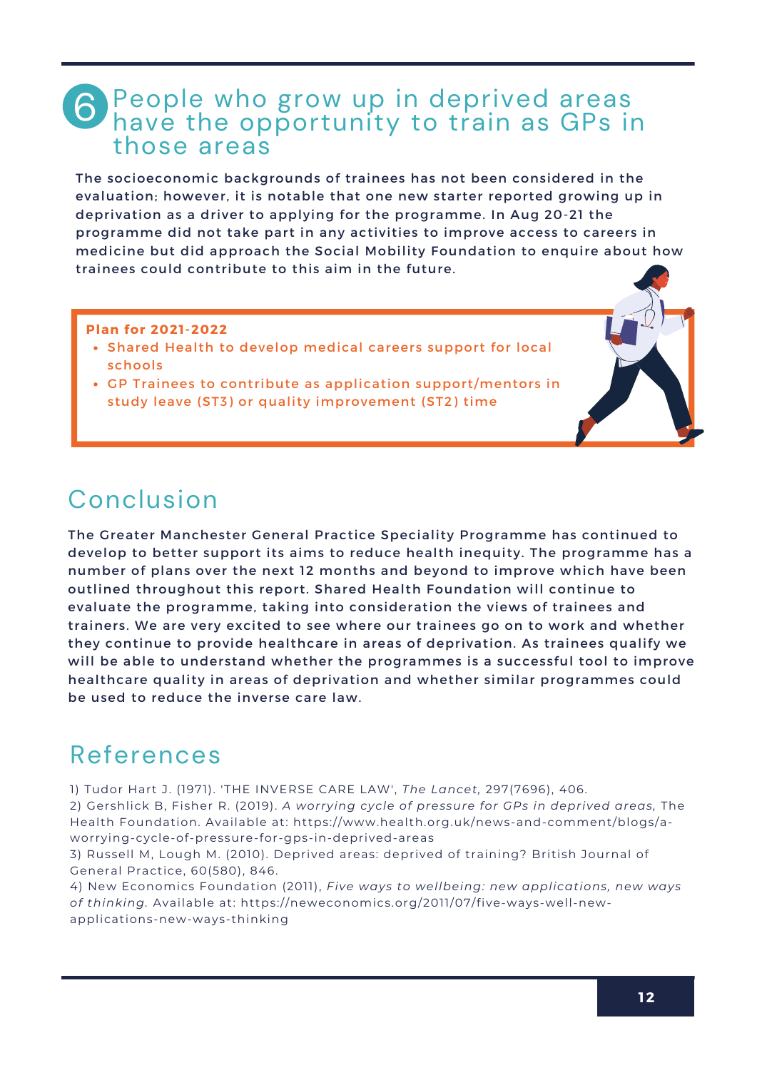## 6 People who grow up in deprived areas have the opportunity to train as GPs in those areas

The socioeconomic backgrounds of trainees has not been considered in the evaluation; however, it is notable that one new starter reported growing up in deprivation as a driver to applying for the programme. In Aug 20-21 the programme did not take part in any activities to improve access to careers in medicine but did approach the Social Mobility Foundation to enquire about how trainees could contribute to this aim in the future.

**Plan for 2021-2022**

- Shared Health to develop medical careers support for local schools
- GP Trainees to contribute as application support/mentors in study leave (ST3) or quality improvement (ST2) time

## Conclusion

The Greater Manchester General Practice Speciality Programme has continued to develop to better support its aims to reduce health inequity. The programme has a number of plans over the next 12 months and beyond to improve which have been outlined throughout this report. Shared Health Foundation will continue to evaluate the programme, taking into consideration the views of trainees and trainers. We are very excited to see where our trainees go on to work and whether they continue to provide healthcare in areas of deprivation. As trainees qualify we will be able to understand whether the programmes is a successful tool to improve healthcare quality in areas of deprivation and whether similar programmes could be used to reduce the inverse care law.

## References

1) Tudor Hart J. (1971). 'THE INVERSE CARE LAW', *The Lancet*, 297(7696), 406.
2) Gershlick B, Fisher R. (2019). *A worrying cycle of pressure for GPs in deprived areas*, The Health Foundation. Available at: https://www.health.org.uk/news-and-comment/blogs/a-worrying-cycle-of-pressure-for-gps-in-deprived-areas
3) Russell M, Lough M. (2010). Deprived areas: deprived of training? British Journal of General Practice, 60(580), 846.
4) New Economics Foundation (2011), *Five ways to wellbeing: new applications, new ways of thinking*. Available at: https://neweconomics.org/2011/07/five-ways-well-new-applications-new-ways-thinking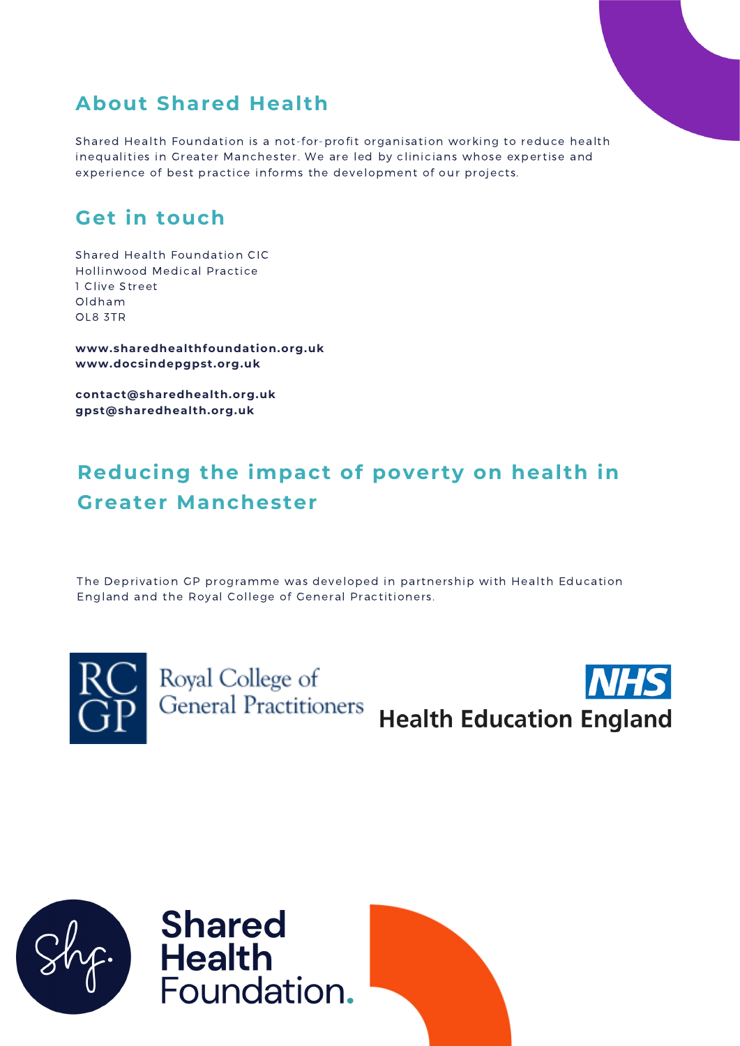## About Shared Health

Shared Health Foundation is a not-for-profit organisation working to reduce health inequalities in Greater Manchester. We are led by clinicians whose expertise and experience of best practice informs the development of our projects.

## Get in touch

Shared Health Foundation CIC
Hollinwood Medical Practice
1 Clive Street
Oldham
OL8 3TR

**www.sharedhealthfoundation.org.uk**
**www.docsindepgpst.org.uk**

**contact@sharedhealth.org.uk**
**gpst@sharedhealth.org.uk**

## Reducing the impact of poverty on health in Greater Manchester

The Deprivation GP programme was developed in partnership with Health Education England and the Royal College of General Practitioners.

RCGP Royal College of General Practitioners

NHS Health Education England

Shared Health Foundation.